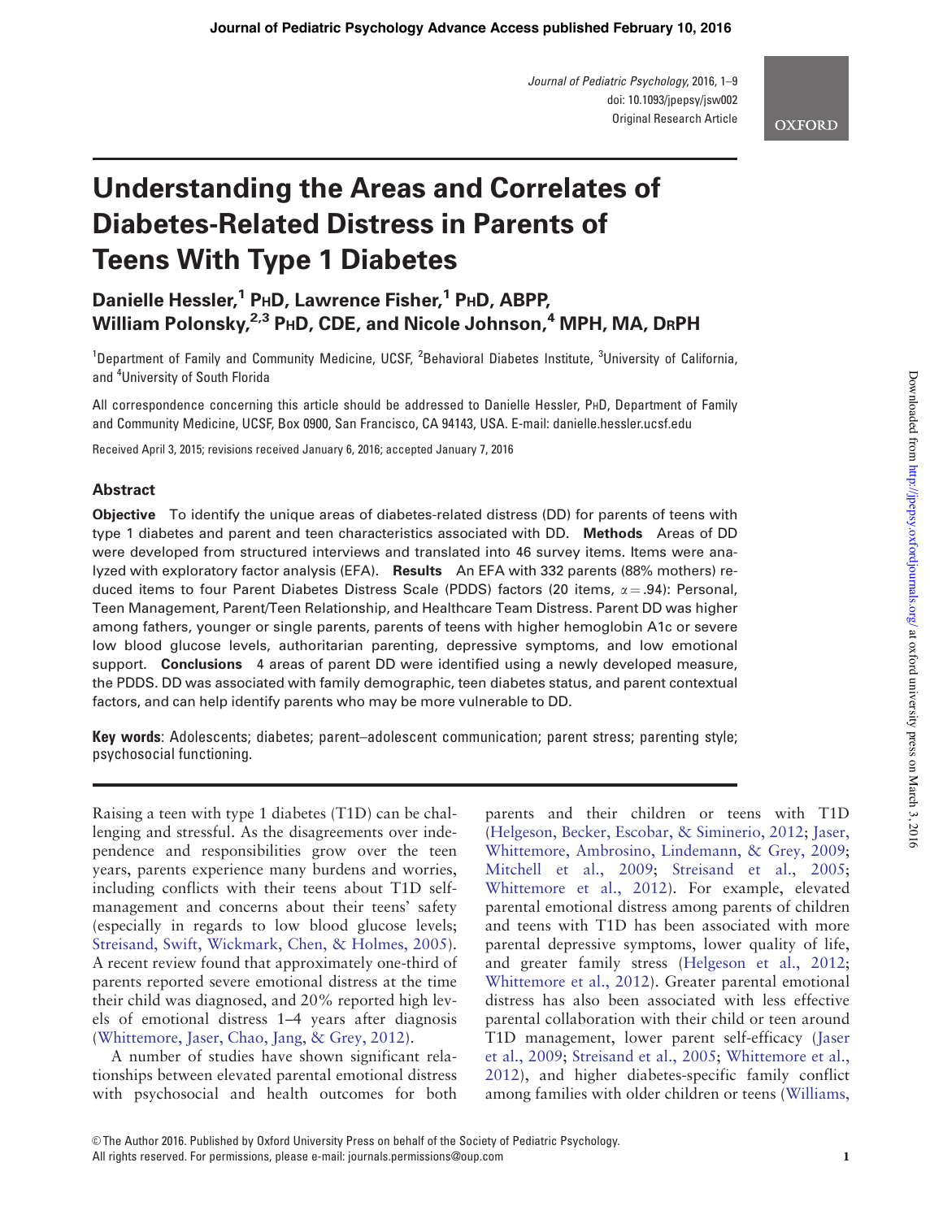# Understanding the Areas and Correlates of Diabetes-Related Distress in Parents of Teens With Type 1 Diabetes

**Danielle Hessler,[1] PhD, Lawrence Fisher,[1] PhD, ABPP, William Polonsky,[2,3] PhD, CDE, and Nicole Johnson,[4] MPH, MA, DrPH**

[1]Department of Family and Community Medicine, UCSF, [2]Behavioral Diabetes Institute, [3]University of California, and [4]University of South Florida

All correspondence concerning this article should be addressed to Danielle Hessler, PhD, Department of Family and Community Medicine, UCSF, Box 0900, San Francisco, CA 94143, USA. E-mail: danielle.hessler.ucsf.edu

Received April 3, 2015; revisions received January 6, 2016; accepted January 7, 2016

## Abstract

**Objective** To identify the unique areas of diabetes-related distress (DD) for parents of teens with type 1 diabetes and parent and teen characteristics associated with DD. **Methods** Areas of DD were developed from structured interviews and translated into 46 survey items. Items were analyzed with exploratory factor analysis (EFA). **Results** An EFA with 332 parents (88% mothers) reduced items to four Parent Diabetes Distress Scale (PDDS) factors (20 items, $\alpha = .94$): Personal, Teen Management, Parent/Teen Relationship, and Healthcare Team Distress. Parent DD was higher among fathers, younger or single parents, parents of teens with higher hemoglobin A1c or severe low blood glucose levels, authoritarian parenting, depressive symptoms, and low emotional support. **Conclusions** 4 areas of parent DD were identified using a newly developed measure, the PDDS. DD was associated with family demographic, teen diabetes status, and parent contextual factors, and can help identify parents who may be more vulnerable to DD.

**Key words**: Adolescents; diabetes; parent–adolescent communication; parent stress; parenting style; psychosocial functioning.

Raising a teen with type 1 diabetes (T1D) can be challenging and stressful. As the disagreements over independence and responsibilities grow over the teen years, parents experience many burdens and worries, including conflicts with their teens about T1D self-management and concerns about their teens' safety (especially in regards to low blood glucose levels; Streisand, Swift, Wickmark, Chen, & Holmes, 2005). A recent review found that approximately one-third of parents reported severe emotional distress at the time their child was diagnosed, and 20% reported high levels of emotional distress 1–4 years after diagnosis (Whittemore, Jaser, Chao, Jang, & Grey, 2012).

A number of studies have shown significant relationships between elevated parental emotional distress with psychosocial and health outcomes for both parents and their children or teens with T1D (Helgeson, Becker, Escobar, & Siminerio, 2012; Jaser, Whittemore, Ambrosino, Lindemann, & Grey, 2009; Mitchell et al., 2009; Streisand et al., 2005; Whittemore et al., 2012). For example, elevated parental emotional distress among parents of children and teens with T1D has been associated with more parental depressive symptoms, lower quality of life, and greater family stress (Helgeson et al., 2012; Whittemore et al., 2012). Greater parental emotional distress has also been associated with less effective parental collaboration with their child or teen around T1D management, lower parent self-efficacy (Jaser et al., 2009; Streisand et al., 2005; Whittemore et al., 2012), and higher diabetes-specific family conflict among families with older children or teens (Williams,

© The Author 2016. Published by Oxford University Press on behalf of the Society of Pediatric Psychology.
All rights reserved. For permissions, please e-mail: journals.permissions@oup.com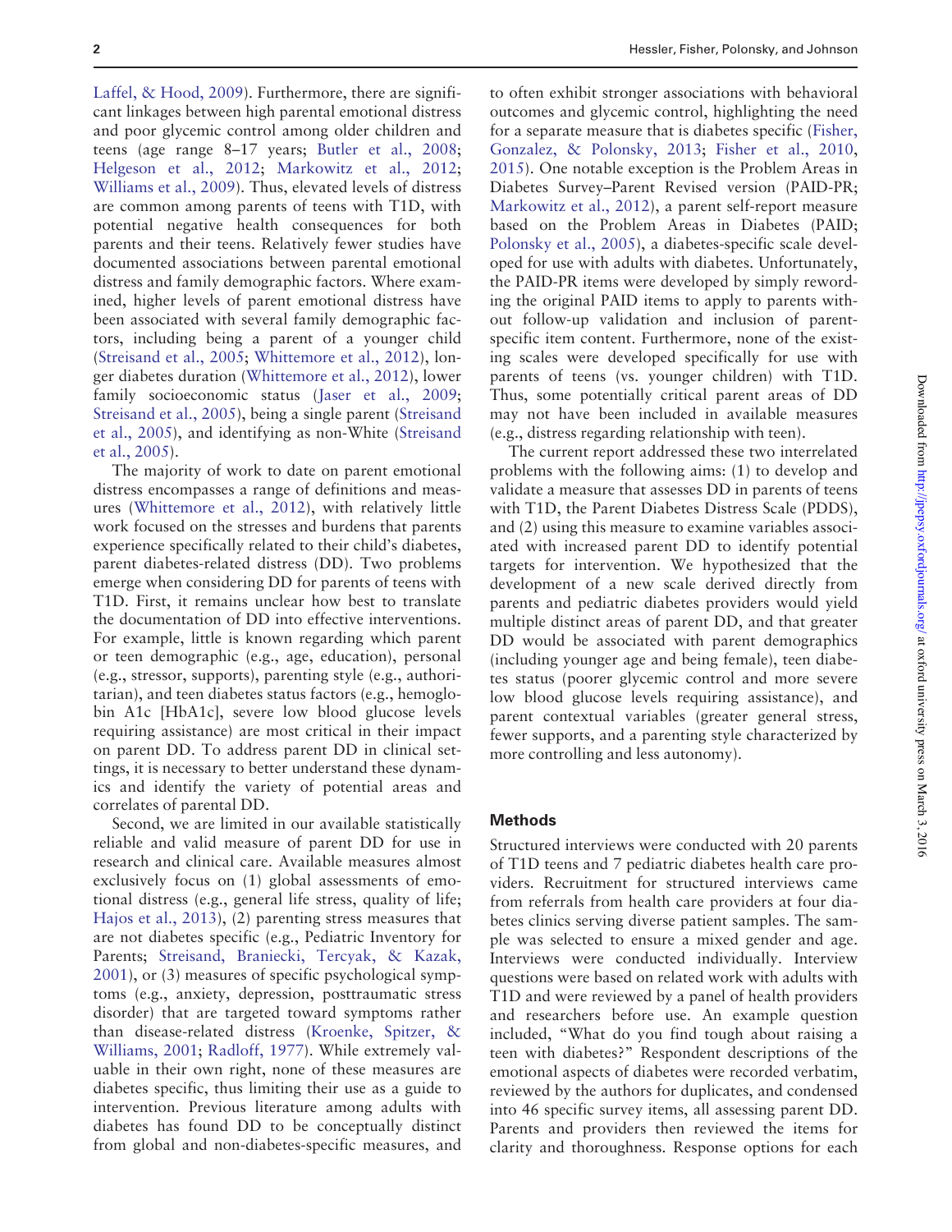Laffel, & Hood, 2009). Furthermore, there are significant linkages between high parental emotional distress and poor glycemic control among older children and teens (age range 8–17 years; Butler et al., 2008; Helgeson et al., 2012; Markowitz et al., 2012; Williams et al., 2009). Thus, elevated levels of distress are common among parents of teens with T1D, with potential negative health consequences for both parents and their teens. Relatively fewer studies have documented associations between parental emotional distress and family demographic factors. Where examined, higher levels of parent emotional distress have been associated with several family demographic factors, including being a parent of a younger child (Streisand et al., 2005; Whittemore et al., 2012), longer diabetes duration (Whittemore et al., 2012), lower family socioeconomic status (Jaser et al., 2009; Streisand et al., 2005), being a single parent (Streisand et al., 2005), and identifying as non-White (Streisand et al., 2005).

The majority of work to date on parent emotional distress encompasses a range of definitions and measures (Whittemore et al., 2012), with relatively little work focused on the stresses and burdens that parents experience specifically related to their child's diabetes, parent diabetes-related distress (DD). Two problems emerge when considering DD for parents of teens with T1D. First, it remains unclear how best to translate the documentation of DD into effective interventions. For example, little is known regarding which parent or teen demographic (e.g., age, education), personal (e.g., stressor, supports), parenting style (e.g., authoritarian), and teen diabetes status factors (e.g., hemoglobin A1c [HbA1c], severe low blood glucose levels requiring assistance) are most critical in their impact on parent DD. To address parent DD in clinical settings, it is necessary to better understand these dynamics and identify the variety of potential areas and correlates of parental DD.

Second, we are limited in our available statistically reliable and valid measure of parent DD for use in research and clinical care. Available measures almost exclusively focus on (1) global assessments of emotional distress (e.g., general life stress, quality of life; Hajos et al., 2013), (2) parenting stress measures that are not diabetes specific (e.g., Pediatric Inventory for Parents; Streisand, Braniecki, Tercyak, & Kazak, 2001), or (3) measures of specific psychological symptoms (e.g., anxiety, depression, posttraumatic stress disorder) that are targeted toward symptoms rather than disease-related distress (Kroenke, Spitzer, & Williams, 2001; Radloff, 1977). While extremely valuable in their own right, none of these measures are diabetes specific, thus limiting their use as a guide to intervention. Previous literature among adults with diabetes has found DD to be conceptually distinct from global and non-diabetes-specific measures, and to often exhibit stronger associations with behavioral outcomes and glycemic control, highlighting the need for a separate measure that is diabetes specific (Fisher, Gonzalez, & Polonsky, 2013; Fisher et al., 2010, 2015). One notable exception is the Problem Areas in Diabetes Survey–Parent Revised version (PAID-PR; Markowitz et al., 2012), a parent self-report measure based on the Problem Areas in Diabetes (PAID; Polonsky et al., 2005), a diabetes-specific scale developed for use with adults with diabetes. Unfortunately, the PAID-PR items were developed by simply rewording the original PAID items to apply to parents without follow-up validation and inclusion of parent-specific item content. Furthermore, none of the existing scales were developed specifically for use with parents of teens (vs. younger children) with T1D. Thus, some potentially critical parent areas of DD may not have been included in available measures (e.g., distress regarding relationship with teen).

The current report addressed these two interrelated problems with the following aims: (1) to develop and validate a measure that assesses DD in parents of teens with T1D, the Parent Diabetes Distress Scale (PDDS), and (2) using this measure to examine variables associated with increased parent DD to identify potential targets for intervention. We hypothesized that the development of a new scale derived directly from parents and pediatric diabetes providers would yield multiple distinct areas of parent DD, and that greater DD would be associated with parent demographics (including younger age and being female), teen diabetes status (poorer glycemic control and more severe low blood glucose levels requiring assistance), and parent contextual variables (greater general stress, fewer supports, and a parenting style characterized by more controlling and less autonomy).

## Methods

Structured interviews were conducted with 20 parents of T1D teens and 7 pediatric diabetes health care providers. Recruitment for structured interviews came from referrals from health care providers at four diabetes clinics serving diverse patient samples. The sample was selected to ensure a mixed gender and age. Interviews were conducted individually. Interview questions were based on related work with adults with T1D and were reviewed by a panel of health providers and researchers before use. An example question included, "What do you find tough about raising a teen with diabetes?" Respondent descriptions of the emotional aspects of diabetes were recorded verbatim, reviewed by the authors for duplicates, and condensed into 46 specific survey items, all assessing parent DD. Parents and providers then reviewed the items for clarity and thoroughness. Response options for each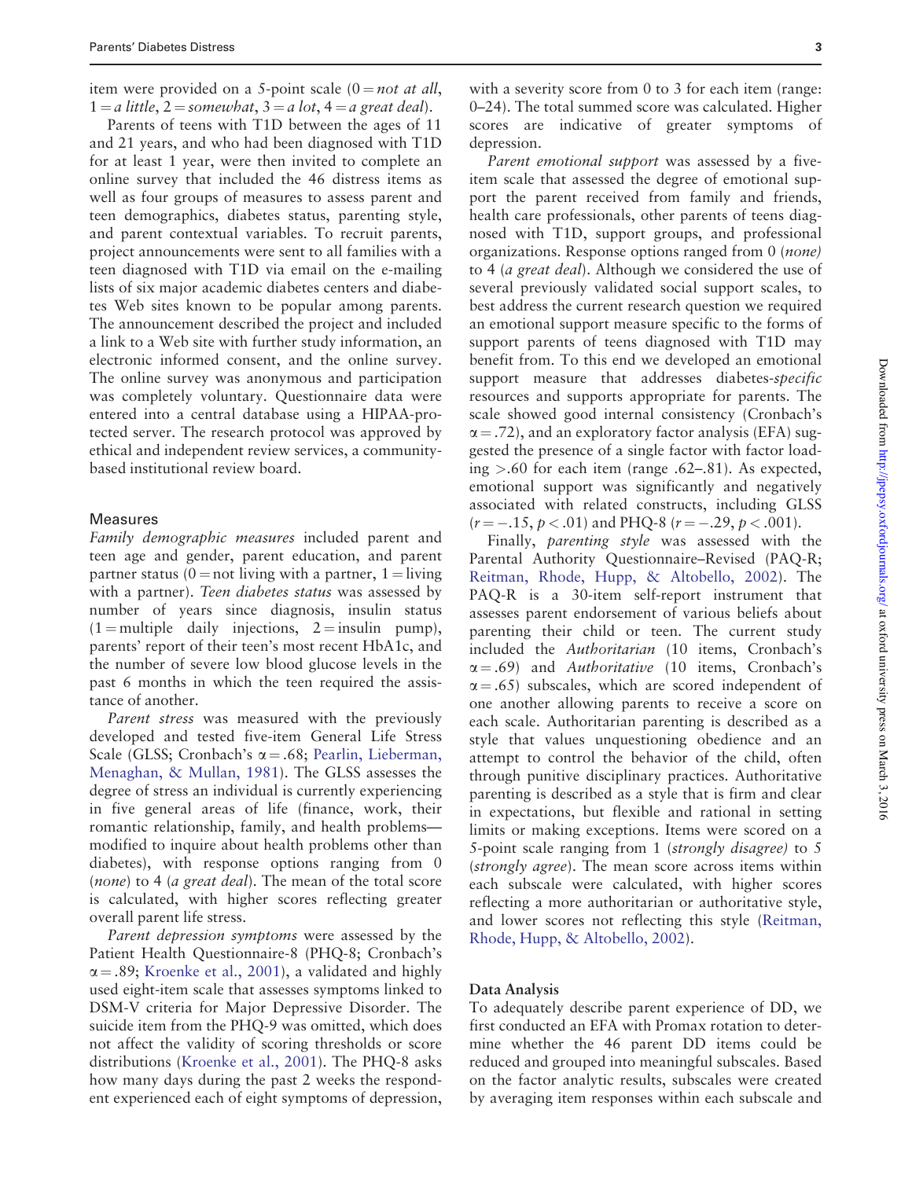item were provided on a 5-point scale (0 = *not at all*, 1 = *a little*, 2 = *somewhat*, 3 = *a lot*, 4 = *a great deal*).

Parents of teens with T1D between the ages of 11 and 21 years, and who had been diagnosed with T1D for at least 1 year, were then invited to complete an online survey that included the 46 distress items as well as four groups of measures to assess parent and teen demographics, diabetes status, parenting style, and parent contextual variables. To recruit parents, project announcements were sent to all families with a teen diagnosed with T1D via email on the e-mailing lists of six major academic diabetes centers and diabetes Web sites known to be popular among parents. The announcement described the project and included a link to a Web site with further study information, an electronic informed consent, and the online survey. The online survey was anonymous and participation was completely voluntary. Questionnaire data were entered into a central database using a HIPAA-protected server. The research protocol was approved by ethical and independent review services, a community-based institutional review board.

## Measures

*Family demographic measures* included parent and teen age and gender, parent education, and parent partner status (0 = not living with a partner, 1 = living with a partner). *Teen diabetes status* was assessed by number of years since diagnosis, insulin status (1 = multiple daily injections, 2 = insulin pump), parents' report of their teen's most recent HbA1c, and the number of severe low blood glucose levels in the past 6 months in which the teen required the assistance of another.

*Parent stress* was measured with the previously developed and tested five-item General Life Stress Scale (GLSS; Cronbach's $\alpha = .68$; Pearlin, Lieberman, Menaghan, & Mullan, 1981). The GLSS assesses the degree of stress an individual is currently experiencing in five general areas of life (finance, work, their romantic relationship, family, and health problems—modified to inquire about health problems other than diabetes), with response options ranging from 0 (*none*) to 4 (*a great deal*). The mean of the total score is calculated, with higher scores reflecting greater overall parent life stress.

*Parent depression symptoms* were assessed by the Patient Health Questionnaire-8 (PHQ-8; Cronbach's $\alpha = .89$; Kroenke et al., 2001), a validated and highly used eight-item scale that assesses symptoms linked to DSM-V criteria for Major Depressive Disorder. The suicide item from the PHQ-9 was omitted, which does not affect the validity of scoring thresholds or score distributions (Kroenke et al., 2001). The PHQ-8 asks how many days during the past 2 weeks the respondent experienced each of eight symptoms of depression, with a severity score from 0 to 3 for each item (range: 0–24). The total summed score was calculated. Higher scores are indicative of greater symptoms of depression.

*Parent emotional support* was assessed by a five-item scale that assessed the degree of emotional support the parent received from family and friends, health care professionals, other parents of teens diagnosed with T1D, support groups, and professional organizations. Response options ranged from 0 (*none*) to 4 (*a great deal*). Although we considered the use of several previously validated social support scales, to best address the current research question we required an emotional support measure specific to the forms of support parents of teens diagnosed with T1D may benefit from. To this end we developed an emotional support measure that addresses diabetes-*specific* resources and supports appropriate for parents. The scale showed good internal consistency (Cronbach's $\alpha = .72$), and an exploratory factor analysis (EFA) suggested the presence of a single factor with factor loading $>.60$ for each item (range .62–.81). As expected, emotional support was significantly and negatively associated with related constructs, including GLSS ($r = -.15$, $p < .01$) and PHQ-8 ($r = -.29$, $p < .001$).

Finally, *parenting style* was assessed with the Parental Authority Questionnaire–Revised (PAQ-R; Reitman, Rhode, Hupp, & Altobello, 2002). The PAQ-R is a 30-item self-report instrument that assesses parent endorsement of various beliefs about parenting their child or teen. The current study included the *Authoritarian* (10 items, Cronbach's $\alpha = .69$) and *Authoritative* (10 items, Cronbach's $\alpha = .65$) subscales, which are scored independent of one another allowing parents to receive a score on each scale. Authoritarian parenting is described as a style that values unquestioning obedience and an attempt to control the behavior of the child, often through punitive disciplinary practices. Authoritative parenting is described as a style that is firm and clear in expectations, but flexible and rational in setting limits or making exceptions. Items were scored on a 5-point scale ranging from 1 (*strongly disagree*) to 5 (*strongly agree*). The mean score across items within each subscale were calculated, with higher scores reflecting a more authoritarian or authoritative style, and lower scores not reflecting this style (Reitman, Rhode, Hupp, & Altobello, 2002).

## Data Analysis

To adequately describe parent experience of DD, we first conducted an EFA with Promax rotation to determine whether the 46 parent DD items could be reduced and grouped into meaningful subscales. Based on the factor analytic results, subscales were created by averaging item responses within each subscale and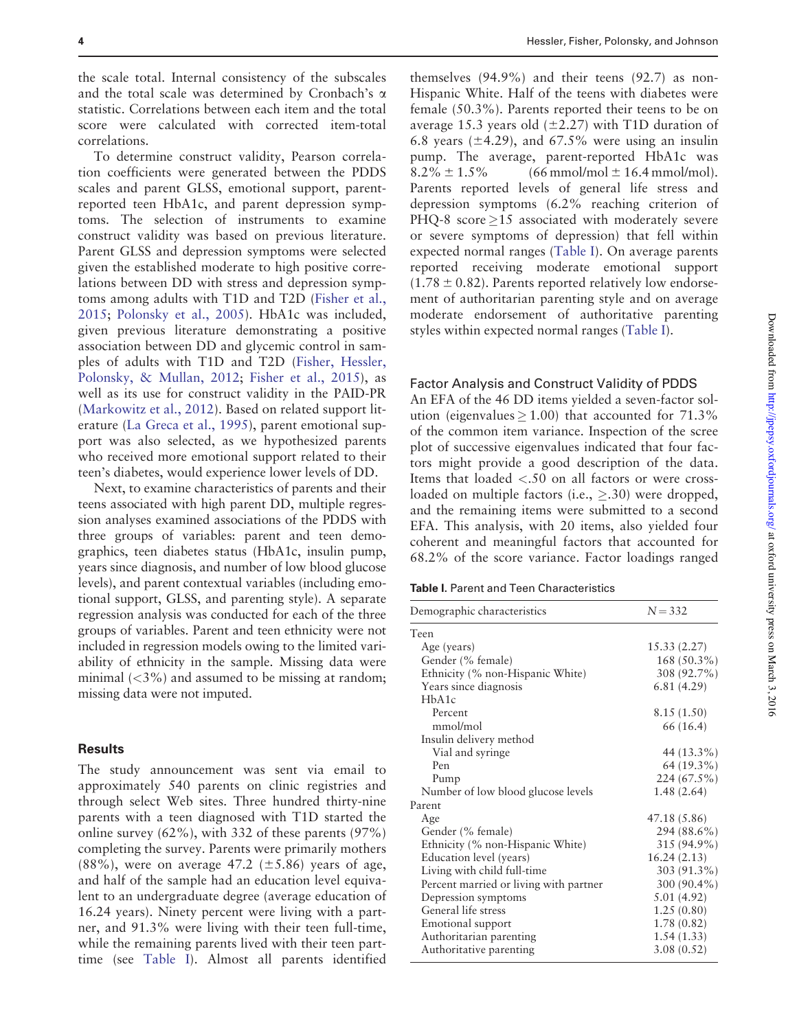the scale total. Internal consistency of the subscales and the total scale was determined by Cronbach's α statistic. Correlations between each item and the total score were calculated with corrected item-total correlations.

To determine construct validity, Pearson correlation coefficients were generated between the PDDS scales and parent GLSS, emotional support, parent-reported teen HbA1c, and parent depression symptoms. The selection of instruments to examine construct validity was based on previous literature. Parent GLSS and depression symptoms were selected given the established moderate to high positive correlations between DD with stress and depression symptoms among adults with T1D and T2D (Fisher et al., 2015; Polonsky et al., 2005). HbA1c was included, given previous literature demonstrating a positive association between DD and glycemic control in samples of adults with T1D and T2D (Fisher, Hessler, Polonsky, & Mullan, 2012; Fisher et al., 2015), as well as its use for construct validity in the PAID-PR (Markowitz et al., 2012). Based on related support literature (La Greca et al., 1995), parent emotional support was also selected, as we hypothesized parents who received more emotional support related to their teen's diabetes, would experience lower levels of DD.

Next, to examine characteristics of parents and their teens associated with high parent DD, multiple regression analyses examined associations of the PDDS with three groups of variables: parent and teen demographics, teen diabetes status (HbA1c, insulin pump, years since diagnosis, and number of low blood glucose levels), and parent contextual variables (including emotional support, GLSS, and parenting style). A separate regression analysis was conducted for each of the three groups of variables. Parent and teen ethnicity were not included in regression models owing to the limited variability of ethnicity in the sample. Missing data were minimal (<3%) and assumed to be missing at random; missing data were not imputed.

## Results

The study announcement was sent via email to approximately 540 parents on clinic registries and through select Web sites. Three hundred thirty-nine parents with a teen diagnosed with T1D started the online survey (62%), with 332 of these parents (97%) completing the survey. Parents were primarily mothers (88%), were on average 47.2 (±5.86) years of age, and half of the sample had an education level equivalent to an undergraduate degree (average education of 16.24 years). Ninety percent were living with a partner, and 91.3% were living with their teen full-time, while the remaining parents lived with their teen part-time (see Table I). Almost all parents identified themselves (94.9%) and their teens (92.7) as non-Hispanic White. Half of the teens with diabetes were female (50.3%). Parents reported their teens to be on average 15.3 years old (±2.27) with T1D duration of 6.8 years (±4.29), and 67.5% were using an insulin pump. The average, parent-reported HbA1c was 8.2% ± 1.5% (66 mmol/mol ± 16.4 mmol/mol). Parents reported levels of general life stress and depression symptoms (6.2% reaching criterion of PHQ-8 score ≥15 associated with moderately severe or severe symptoms of depression) that fell within expected normal ranges (Table I). On average parents reported receiving moderate emotional support (1.78 ± 0.82). Parents reported relatively low endorsement of authoritarian parenting style and on average moderate endorsement of authoritative parenting styles within expected normal ranges (Table I).

### Factor Analysis and Construct Validity of PDDS

An EFA of the 46 DD items yielded a seven-factor solution (eigenvalues ≥ 1.00) that accounted for 71.3% of the common item variance. Inspection of the scree plot of successive eigenvalues indicated that four factors might provide a good description of the data. Items that loaded <.50 on all factors or were cross-loaded on multiple factors (i.e., ≥.30) were dropped, and the remaining items were submitted to a second EFA. This analysis, with 20 items, also yielded four coherent and meaningful factors that accounted for 68.2% of the score variance. Factor loadings ranged

**Table I.** Parent and Teen Characteristics

| Demographic characteristics | N = 332 |
|---|---|
| Teen | |
| Age (years) | 15.33 (2.27) |
| Gender (% female) | 168 (50.3%) |
| Ethnicity (% non-Hispanic White) | 308 (92.7%) |
| Years since diagnosis | 6.81 (4.29) |
| HbA1c | |
| Percent | 8.15 (1.50) |
| mmol/mol | 66 (16.4) |
| Insulin delivery method | |
| Vial and syringe | 44 (13.3%) |
| Pen | 64 (19.3%) |
| Pump | 224 (67.5%) |
| Number of low blood glucose levels | 1.48 (2.64) |
| Parent | |
| Age | 47.18 (5.86) |
| Gender (% female) | 294 (88.6%) |
| Ethnicity (% non-Hispanic White) | 315 (94.9%) |
| Education level (years) | 16.24 (2.13) |
| Living with child full-time | 303 (91.3%) |
| Percent married or living with partner | 300 (90.4%) |
| Depression symptoms | 5.01 (4.92) |
| General life stress | 1.25 (0.80) |
| Emotional support | 1.78 (0.82) |
| Authoritarian parenting | 1.54 (1.33) |
| Authoritative parenting | 3.08 (0.52) |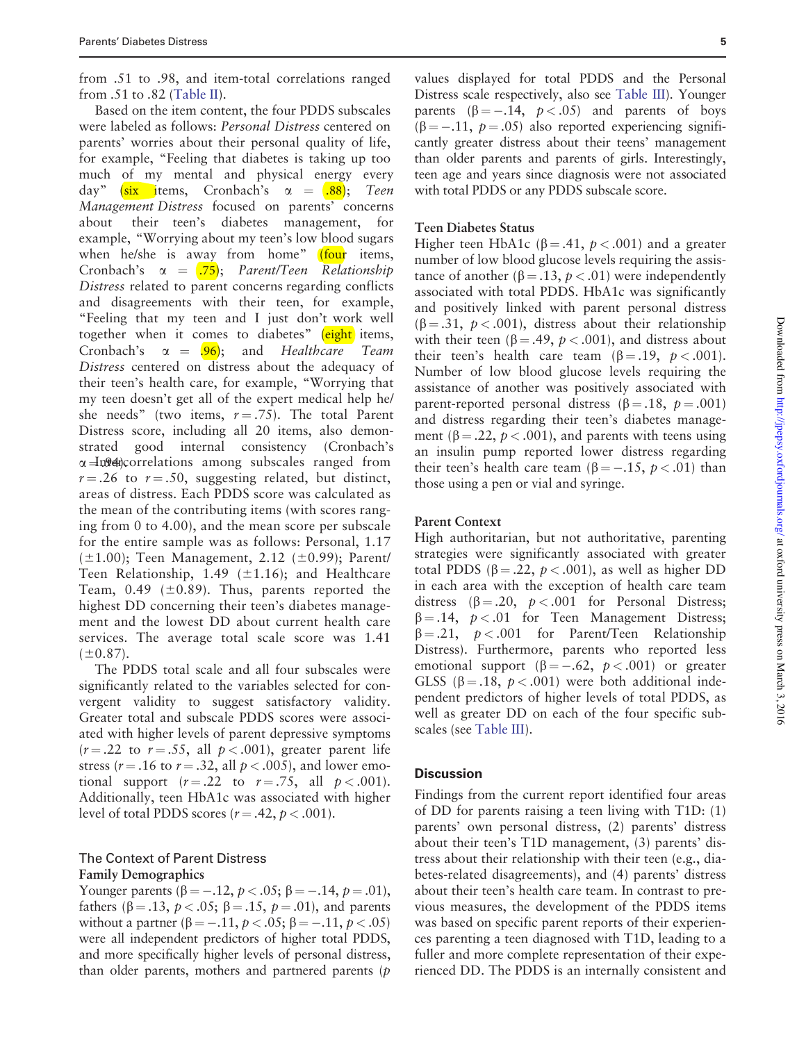from .51 to .98, and item-total correlations ranged from .51 to .82 (Table II).

Based on the item content, the four PDDS subscales were labeled as follows: *Personal Distress* centered on parents' worries about their personal quality of life, for example, "Feeling that diabetes is taking up too much of my mental and physical energy every day" (six items, Cronbach's α = .88); *Teen Management Distress* focused on parents' concerns about their teen's diabetes management, for example, "Worrying about my teen's low blood sugars when he/she is away from home" (four items, Cronbach's α = .75); *Parent/Teen Relationship Distress* related to parent concerns regarding conflicts and disagreements with their teen, for example, "Feeling that my teen and I just don't work well together when it comes to diabetes" (eight items, Cronbach's α = .96); and *Healthcare Team Distress* centered on distress about the adequacy of their teen's health care, for example, "Worrying that my teen doesn't get all of the expert medical help he/she needs" (two items, $r = .75$). The total Parent Distress score, including all 20 items, also demonstrated good internal consistency (Cronbach's α = .94). Intercorrelations among subscales ranged from $r = .26$ to $r = .50$, suggesting related, but distinct, areas of distress. Each PDDS score was calculated as the mean of the contributing items (with scores ranging from 0 to 4.00), and the mean score per subscale for the entire sample was as follows: Personal, 1.17 (±1.00); Teen Management, 2.12 (±0.99); Parent/Teen Relationship, 1.49 (±1.16); and Healthcare Team, 0.49 (±0.89). Thus, parents reported the highest DD concerning their teen's diabetes management and the lowest DD about current health care services. The average total scale score was 1.41 (±0.87).

The PDDS total scale and all four subscales were significantly related to the variables selected for convergent validity to suggest satisfactory validity. Greater total and subscale PDDS scores were associated with higher levels of parent depressive symptoms ($r = .22$ to $r = .55$, all $p < .001$), greater parent life stress ($r = .16$ to $r = .32$, all $p < .005$), and lower emotional support ($r = .22$ to $r = .75$, all $p < .001$). Additionally, teen HbA1c was associated with higher level of total PDDS scores ($r = .42$, $p < .001$).

## The Context of Parent Distress

### Family Demographics

Younger parents ($\beta = -.12$, $p < .05$; $\beta = -.14$, $p = .01$), fathers ($\beta = .13$, $p < .05$; $\beta = .15$, $p = .01$), and parents without a partner ($\beta = -.11$, $p < .05$; $\beta = -.11$, $p < .05$) were all independent predictors of higher total PDDS, and more specifically higher levels of personal distress, than older parents, mothers and partnered parents ($p$ values displayed for total PDDS and the Personal Distress scale respectively, also see Table III). Younger parents ($\beta = -.14$, $p < .05$) and parents of boys ($\beta = -.11$, $p = .05$) also reported experiencing significantly greater distress about their teens' management than older parents and parents of girls. Interestingly, teen age and years since diagnosis were not associated with total PDDS or any PDDS subscale score.

### Teen Diabetes Status

Higher teen HbA1c ($\beta = .41$, $p < .001$) and a greater number of low blood glucose levels requiring the assistance of another ($\beta = .13$, $p < .01$) were independently associated with total PDDS. HbA1c was significantly and positively linked with parent personal distress ($\beta = .31$, $p < .001$), distress about their relationship with their teen ($\beta = .49$, $p < .001$), and distress about their teen's health care team ($\beta = .19$, $p < .001$). Number of low blood glucose levels requiring the assistance of another was positively associated with parent-reported personal distress ($\beta = .18$, $p = .001$) and distress regarding their teen's diabetes management ($\beta = .22$, $p < .001$), and parents with teens using an insulin pump reported lower distress regarding their teen's health care team ($\beta = -.15$, $p < .01$) than those using a pen or vial and syringe.

### Parent Context

High authoritarian, but not authoritative, parenting strategies were significantly associated with greater total PDDS ($\beta = .22$, $p < .001$), as well as higher DD in each area with the exception of health care team distress ($\beta = .20$, $p < .001$ for Personal Distress; $\beta = .14$, $p < .01$ for Teen Management Distress; $\beta = .21$, $p < .001$ for Parent/Teen Relationship Distress). Furthermore, parents who reported less emotional support ($\beta = -.62$, $p < .001$) or greater GLSS ($\beta = .18$, $p < .001$) were both additional independent predictors of higher levels of total PDDS, as well as greater DD on each of the four specific subscales (see Table III).

## Discussion

Findings from the current report identified four areas of DD for parents raising a teen living with T1D: (1) parents' own personal distress, (2) parents' distress about their teen's T1D management, (3) parents' distress about their relationship with their teen (e.g., diabetes-related disagreements), and (4) parents' distress about their teen's health care team. In contrast to previous measures, the development of the PDDS items was based on specific parent reports of their experiences parenting a teen diagnosed with T1D, leading to a fuller and more complete representation of their experienced DD. The PDDS is an internally consistent and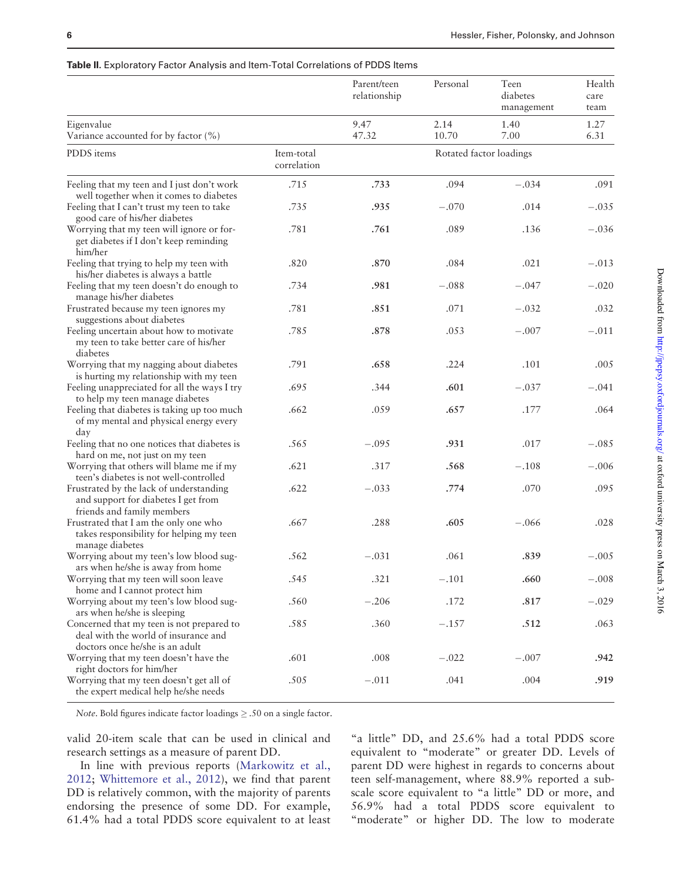**Table II.** Exploratory Factor Analysis and Item-Total Correlations of PDDS Items

| | | Parent/teen relationship | Personal | Teen diabetes management | Health care team |
|---|---|---|---|---|---|
| Eigenvalue | | 9.47 | 2.14 | 1.40 | 1.27 |
| Variance accounted for by factor (%) | | 47.32 | 10.70 | 7.00 | 6.31 |
| PDDS items | Item-total correlation | Rotated factor loadings | | | |
| Feeling that my teen and I just don't work well together when it comes to diabetes | .715 | **.733** | .094 | −.034 | .091 |
| Feeling that I can't trust my teen to take good care of his/her diabetes | .735 | **.935** | −.070 | .014 | −.035 |
| Worrying that my teen will ignore or forget diabetes if I don't keep reminding him/her | .781 | **.761** | .089 | .136 | −.036 |
| Feeling that trying to help my teen with his/her diabetes is always a battle | .820 | **.870** | .084 | .021 | −.013 |
| Feeling that my teen doesn't do enough to manage his/her diabetes | .734 | **.981** | −.088 | −.047 | −.020 |
| Frustrated because my teen ignores my suggestions about diabetes | .781 | **.851** | .071 | −.032 | .032 |
| Feeling uncertain about how to motivate my teen to take better care of his/her diabetes | .785 | **.878** | .053 | −.007 | −.011 |
| Worrying that my nagging about diabetes is hurting my relationship with my teen | .791 | **.658** | .224 | .101 | .005 |
| Feeling unappreciated for all the ways I try to help my teen manage diabetes | .695 | .344 | **.601** | −.037 | −.041 |
| Feeling that diabetes is taking up too much of my mental and physical energy every day | .662 | .059 | **.657** | .177 | .064 |
| Feeling that no one notices that diabetes is hard on me, not just on my teen | .565 | −.095 | **.931** | .017 | −.085 |
| Worrying that others will blame me if my teen's diabetes is not well-controlled | .621 | .317 | **.568** | −.108 | −.006 |
| Frustrated by the lack of understanding and support for diabetes I get from friends and family members | .622 | −.033 | **.774** | .070 | .095 |
| Frustrated that I am the only one who takes responsibility for helping my teen manage diabetes | .667 | .288 | **.605** | −.066 | .028 |
| Worrying about my teen's low blood sugars when he/she is away from home | .562 | −.031 | .061 | **.839** | −.005 |
| Worrying that my teen will soon leave home and I cannot protect him | .545 | .321 | −.101 | **.660** | −.008 |
| Worrying about my teen's low blood sugars when he/she is sleeping | .560 | −.206 | .172 | **.817** | −.029 |
| Concerned that my teen is not prepared to deal with the world of insurance and doctors once he/she is an adult | .585 | .360 | −.157 | **.512** | .063 |
| Worrying that my teen doesn't have the right doctors for him/her | .601 | .008 | −.022 | −.007 | **.942** |
| Worrying that my teen doesn't get all of the expert medical help he/she needs | .505 | −.011 | .041 | .004 | **.919** |

*Note*. Bold figures indicate factor loadings ≥ .50 on a single factor.

valid 20-item scale that can be used in clinical and research settings as a measure of parent DD.

In line with previous reports (Markowitz et al., 2012; Whittemore et al., 2012), we find that parent DD is relatively common, with the majority of parents endorsing the presence of some DD. For example, 61.4% had a total PDDS score equivalent to at least "a little" DD, and 25.6% had a total PDDS score equivalent to "moderate" or greater DD. Levels of parent DD were highest in regards to concerns about teen self-management, where 88.9% reported a subscale score equivalent to "a little" DD or more, and 56.9% had a total PDDS score equivalent to "moderate" or higher DD. The low to moderate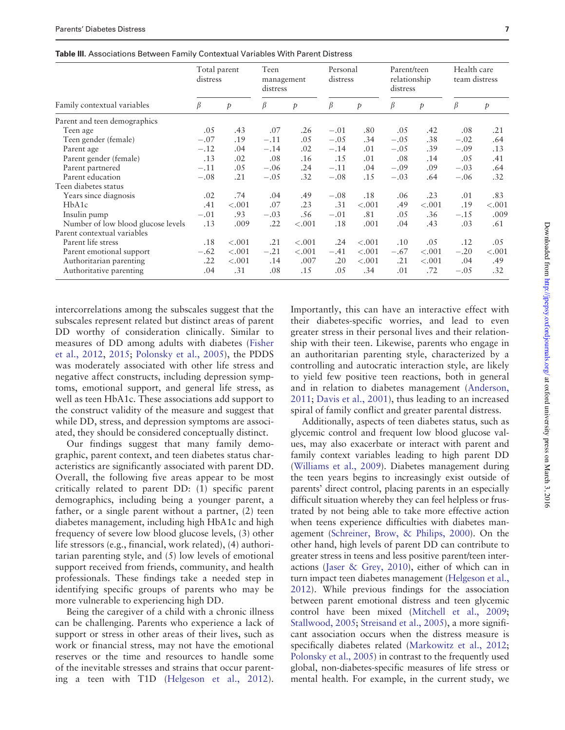**Table III.** Associations Between Family Contextual Variables With Parent Distress

| Family contextual variables | Total parent distress | | Teen management distress | | Personal distress | | Parent/teen relationship distress | | Health care team distress | |
|---|---|---|---|---|---|---|---|---|---|---|
| | $\beta$ | $p$ | $\beta$ | $p$ | $\beta$ | $p$ | $\beta$ | $p$ | $\beta$ | $p$ |
| Parent and teen demographics | | | | | | | | | | |
| Teen age | .05 | .43 | .07 | .26 | −.01 | .80 | .05 | .42 | .08 | .21 |
| Teen gender (female) | −.07 | .19 | −.11 | .05 | −.05 | .34 | −.05 | .38 | −.02 | .64 |
| Parent age | −.12 | .04 | −.14 | .02 | −.14 | .01 | −.05 | .39 | −.09 | .13 |
| Parent gender (female) | .13 | .02 | .08 | .16 | .15 | .01 | .08 | .14 | .05 | .41 |
| Parent partnered | −.11 | .05 | −.06 | .24 | −.11 | .04 | −.09 | .09 | −.03 | .64 |
| Parent education | −.08 | .21 | −.05 | .32 | −.08 | .15 | −.03 | .64 | −.06 | .32 |
| Teen diabetes status | | | | | | | | | | |
| Years since diagnosis | .02 | .74 | .04 | .49 | −.08 | .18 | .06 | .23 | .01 | .83 |
| HbA1c | .41 | <.001 | .07 | .23 | .31 | <.001 | .49 | <.001 | .19 | <.001 |
| Insulin pump | −.01 | .93 | −.03 | .56 | −.01 | .81 | .05 | .36 | −.15 | .009 |
| Number of low blood glucose levels | .13 | .009 | .22 | <.001 | .18 | .001 | .04 | .43 | .03 | .61 |
| Parent contextual variables | | | | | | | | | | |
| Parent life stress | .18 | <.001 | .21 | <.001 | .24 | <.001 | .10 | .05 | .12 | .05 |
| Parent emotional support | −.62 | <.001 | −.21 | <.001 | −.41 | <.001 | −.67 | <.001 | −.20 | <.001 |
| Authoritarian parenting | .22 | <.001 | .14 | .007 | .20 | <.001 | .21 | <.001 | .04 | .49 |
| Authoritative parenting | .04 | .31 | .08 | .15 | .05 | .34 | .01 | .72 | −.05 | .32 |

intercorrelations among the subscales suggest that the subscales represent related but distinct areas of parent DD worthy of consideration clinically. Similar to measures of DD among adults with diabetes (Fisher et al., 2012, 2015; Polonsky et al., 2005), the PDDS was moderately associated with other life stress and negative affect constructs, including depression symptoms, emotional support, and general life stress, as well as teen HbA1c. These associations add support to the construct validity of the measure and suggest that while DD, stress, and depression symptoms are associated, they should be considered conceptually distinct.

Our findings suggest that many family demographic, parent context, and teen diabetes status characteristics are significantly associated with parent DD. Overall, the following five areas appear to be most critically related to parent DD: (1) specific parent demographics, including being a younger parent, a father, or a single parent without a partner, (2) teen diabetes management, including high HbA1c and high frequency of severe low blood glucose levels, (3) other life stressors (e.g., financial, work related), (4) authoritarian parenting style, and (5) low levels of emotional support received from friends, community, and health professionals. These findings take a needed step in identifying specific groups of parents who may be more vulnerable to experiencing high DD.

Being the caregiver of a child with a chronic illness can be challenging. Parents who experience a lack of support or stress in other areas of their lives, such as work or financial stress, may not have the emotional reserves or the time and resources to handle some of the inevitable stresses and strains that occur parenting a teen with T1D (Helgeson et al., 2012). Importantly, this can have an interactive effect with their diabetes-specific worries, and lead to even greater stress in their personal lives and their relationship with their teen. Likewise, parents who engage in an authoritarian parenting style, characterized by a controlling and autocratic interaction style, are likely to yield few positive teen reactions, both in general and in relation to diabetes management (Anderson, 2011; Davis et al., 2001), thus leading to an increased spiral of family conflict and greater parental distress.

Additionally, aspects of teen diabetes status, such as glycemic control and frequent low blood glucose values, may also exacerbate or interact with parent and family context variables leading to high parent DD (Williams et al., 2009). Diabetes management during the teen years begins to increasingly exist outside of parents' direct control, placing parents in an especially difficult situation whereby they can feel helpless or frustrated by not being able to take more effective action when teens experience difficulties with diabetes management (Schreiner, Brow, & Philips, 2000). On the other hand, high levels of parent DD can contribute to greater stress in teens and less positive parent/teen interactions (Jaser & Grey, 2010), either of which can in turn impact teen diabetes management (Helgeson et al., 2012). While previous findings for the association between parent emotional distress and teen glycemic control have been mixed (Mitchell et al., 2009; Stallwood, 2005; Streisand et al., 2005), a more significant association occurs when the distress measure is specifically diabetes related (Markowitz et al., 2012; Polonsky et al., 2005) in contrast to the frequently used global, non-diabetes-specific measures of life stress or mental health. For example, in the current study, we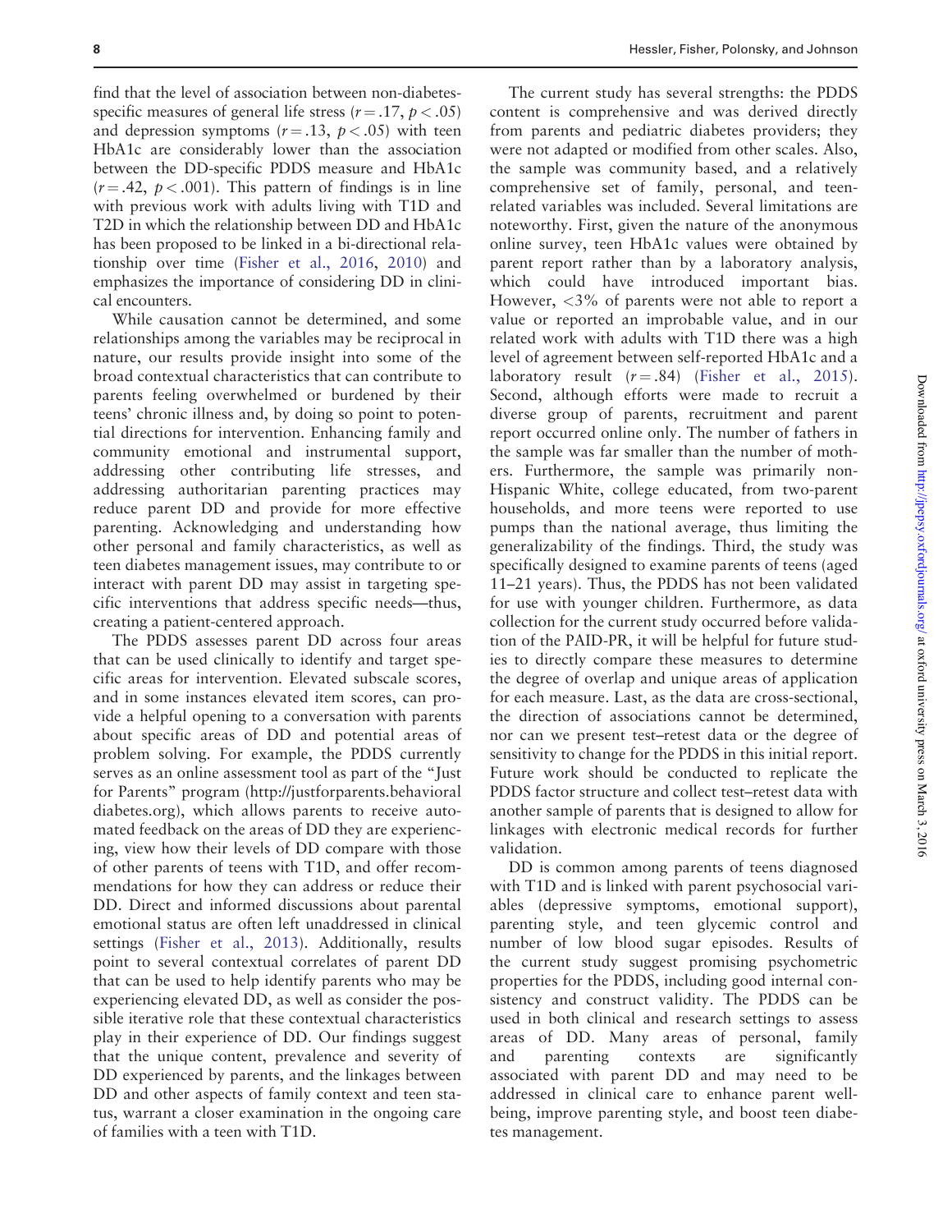find that the level of association between non-diabetes-specific measures of general life stress ($r = .17$, $p < .05$) and depression symptoms ($r = .13$, $p < .05$) with teen HbA1c are considerably lower than the association between the DD-specific PDDS measure and HbA1c ($r = .42$, $p < .001$). This pattern of findings is in line with previous work with adults living with T1D and T2D in which the relationship between DD and HbA1c has been proposed to be linked in a bi-directional relationship over time (Fisher et al., 2016, 2010) and emphasizes the importance of considering DD in clinical encounters.

While causation cannot be determined, and some relationships among the variables may be reciprocal in nature, our results provide insight into some of the broad contextual characteristics that can contribute to parents feeling overwhelmed or burdened by their teens' chronic illness and, by doing so point to potential directions for intervention. Enhancing family and community emotional and instrumental support, addressing other contributing life stresses, and addressing authoritarian parenting practices may reduce parent DD and provide for more effective parenting. Acknowledging and understanding how other personal and family characteristics, as well as teen diabetes management issues, may contribute to or interact with parent DD may assist in targeting specific interventions that address specific needs—thus, creating a patient-centered approach.

The PDDS assesses parent DD across four areas that can be used clinically to identify and target specific areas for intervention. Elevated subscale scores, and in some instances elevated item scores, can provide a helpful opening to a conversation with parents about specific areas of DD and potential areas of problem solving. For example, the PDDS currently serves as an online assessment tool as part of the "Just for Parents" program (http://justforparents.behavioraldiabetes.org), which allows parents to receive automated feedback on the areas of DD they are experiencing, view how their levels of DD compare with those of other parents of teens with T1D, and offer recommendations for how they can address or reduce their DD. Direct and informed discussions about parental emotional status are often left unaddressed in clinical settings (Fisher et al., 2013). Additionally, results point to several contextual correlates of parent DD that can be used to help identify parents who may be experiencing elevated DD, as well as consider the possible iterative role that these contextual characteristics play in their experience of DD. Our findings suggest that the unique content, prevalence and severity of DD experienced by parents, and the linkages between DD and other aspects of family context and teen status, warrant a closer examination in the ongoing care of families with a teen with T1D.

The current study has several strengths: the PDDS content is comprehensive and was derived directly from parents and pediatric diabetes providers; they were not adapted or modified from other scales. Also, the sample was community based, and a relatively comprehensive set of family, personal, and teen-related variables was included. Several limitations are noteworthy. First, given the nature of the anonymous online survey, teen HbA1c values were obtained by parent report rather than by a laboratory analysis, which could have introduced important bias. However, <3% of parents were not able to report a value or reported an improbable value, and in our related work with adults with T1D there was a high level of agreement between self-reported HbA1c and a laboratory result ($r = .84$) (Fisher et al., 2015). Second, although efforts were made to recruit a diverse group of parents, recruitment and parent report occurred online only. The number of fathers in the sample was far smaller than the number of mothers. Furthermore, the sample was primarily non-Hispanic White, college educated, from two-parent households, and more teens were reported to use pumps than the national average, thus limiting the generalizability of the findings. Third, the study was specifically designed to examine parents of teens (aged 11–21 years). Thus, the PDDS has not been validated for use with younger children. Furthermore, as data collection for the current study occurred before validation of the PAID-PR, it will be helpful for future studies to directly compare these measures to determine the degree of overlap and unique areas of application for each measure. Last, as the data are cross-sectional, the direction of associations cannot be determined, nor can we present test–retest data or the degree of sensitivity to change for the PDDS in this initial report. Future work should be conducted to replicate the PDDS factor structure and collect test–retest data with another sample of parents that is designed to allow for linkages with electronic medical records for further validation.

DD is common among parents of teens diagnosed with T1D and is linked with parent psychosocial variables (depressive symptoms, emotional support), parenting style, and teen glycemic control and number of low blood sugar episodes. Results of the current study suggest promising psychometric properties for the PDDS, including good internal consistency and construct validity. The PDDS can be used in both clinical and research settings to assess areas of DD. Many areas of personal, family and parenting contexts are significantly associated with parent DD and may need to be addressed in clinical care to enhance parent well-being, improve parenting style, and boost teen diabetes management.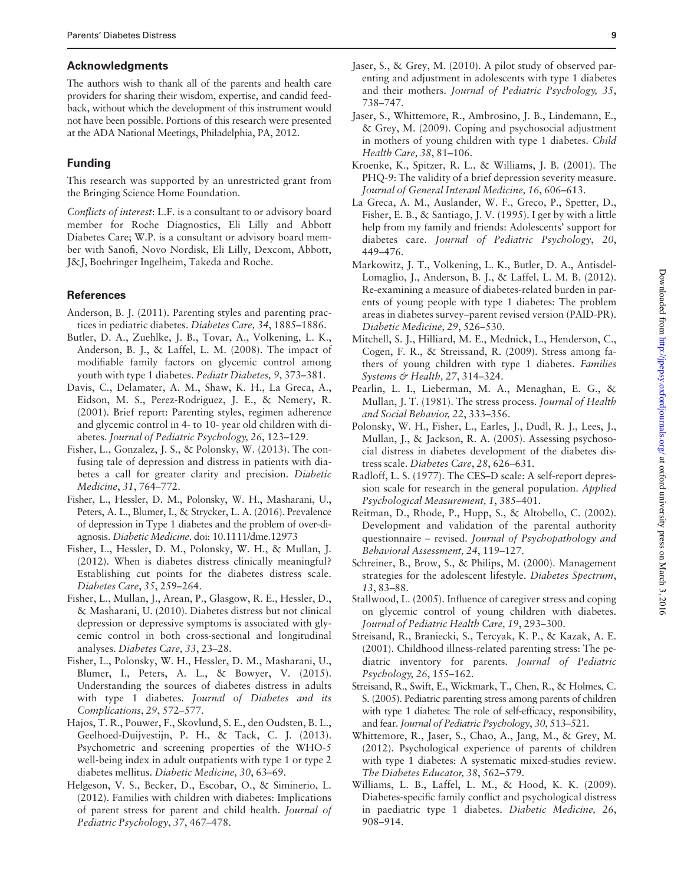## Acknowledgments

The authors wish to thank all of the parents and health care providers for sharing their wisdom, expertise, and candid feedback, without which the development of this instrument would not have been possible. Portions of this research were presented at the ADA National Meetings, Philadelphia, PA, 2012.

## Funding

This research was supported by an unrestricted grant from the Bringing Science Home Foundation.

*Conflicts of interest*: L.F. is a consultant to or advisory board member for Roche Diagnostics, Eli Lilly and Abbott Diabetes Care; W.P. is a consultant or advisory board member with Sanofi, Novo Nordisk, Eli Lilly, Dexcom, Abbott, J&J, Boehringer Ingelheim, Takeda and Roche.

## References

Anderson, B. J. (2011). Parenting styles and parenting practices in pediatric diabetes. *Diabetes Care, 34*, 1885–1886.

Butler, D. A., Zuehlke, J. B., Tovar, A., Volkening, L. K., Anderson, B. J., & Laffel, L. M. (2008). The impact of modifiable family factors on glycemic control among youth with type 1 diabetes. *Pediatr Diabetes, 9*, 373–381.

Davis, C., Delamater, A. M., Shaw, K. H., La Greca, A., Eidson, M. S., Perez-Rodriguez, J. E., & Nemery, R. (2001). Brief report: Parenting styles, regimen adherence and glycemic control in 4- to 10- year old children with diabetes. *Journal of Pediatric Psychology, 26*, 123–129.

Fisher, L., Gonzalez, J. S., & Polonsky, W. (2013). The confusing tale of depression and distress in patients with diabetes a call for greater clarity and precision. *Diabetic Medicine*, *31*, 764–772.

Fisher, L., Hessler, D. M., Polonsky, W. H., Masharani, U., Peters, A. L., Blumer, I., & Strycker, L. A. (2016). Prevalence of depression in Type 1 diabetes and the problem of over-diagnosis. *Diabetic Medicine*. doi: 10.1111/dme.12973

Fisher, L., Hessler, D. M., Polonsky, W. H., & Mullan, J. (2012). When is diabetes distress clinically meaningful? Establishing cut points for the diabetes distress scale. *Diabetes Care*, *35*, 259–264.

Fisher, L., Mullan, J., Arean, P., Glasgow, R. E., Hessler, D., & Masharani, U. (2010). Diabetes distress but not clinical depression or depressive symptoms is associated with glycemic control in both cross-sectional and longitudinal analyses. *Diabetes Care, 33*, 23–28.

Fisher, L., Polonsky, W. H., Hessler, D. M., Masharani, U., Blumer, I., Peters, A. L., & Bowyer, V. (2015). Understanding the sources of diabetes distress in adults with type 1 diabetes. *Journal of Diabetes and its Complications*, *29*, 572–577.

Hajos, T. R., Pouwer, F., Skovlund, S. E., den Oudsten, B. L., Geelhoed-Duijvestijn, P. H., & Tack, C. J. (2013). Psychometric and screening properties of the WHO-5 well-being index in adult outpatients with type 1 or type 2 diabetes mellitus. *Diabetic Medicine, 30*, 63–69.

Helgeson, V. S., Becker, D., Escobar, O., & Siminerio, L. (2012). Families with children with diabetes: Implications of parent stress for parent and child health. *Journal of Pediatric Psychology*, *37*, 467–478.

Jaser, S., & Grey, M. (2010). A pilot study of observed parenting and adjustment in adolescents with type 1 diabetes and their mothers. *Journal of Pediatric Psychology, 35*, 738–747.

Jaser, S., Whittemore, R., Ambrosino, J. B., Lindemann, E., & Grey, M. (2009). Coping and psychosocial adjustment in mothers of young children with type 1 diabetes. *Child Health Care, 38*, 81–106.

Kroenke, K., Spitzer, R. L., & Williams, J. B. (2001). The PHQ-9: The validity of a brief depression severity measure. *Journal of General Interanl Medicine, 16*, 606–613.

La Greca, A. M., Auslander, W. F., Greco, P., Spetter, D., Fisher, E. B., & Santiago, J. V. (1995). I get by with a little help from my family and friends: Adolescents' support for diabetes care. *Journal of Pediatric Psychology*, *20*, 449–476.

Markowitz, J. T., Volkening, L. K., Butler, D. A., Antisdel-Lomaglio, J., Anderson, B. J., & Laffel, L. M. B. (2012). Re-examining a measure of diabetes-related burden in parents of young people with type 1 diabetes: The problem areas in diabetes survey–parent revised version (PAID-PR). *Diabetic Medicine, 29*, 526–530.

Mitchell, S. J., Hilliard, M. E., Mednick, L., Henderson, C., Cogen, F. R., & Streissand, R. (2009). Stress among fathers of young children with type 1 diabetes. *Families Systems & Health, 27*, 314–324.

Pearlin, L. I., Lieberman, M. A., Menaghan, E. G., & Mullan, J. T. (1981). The stress process. *Journal of Health and Social Behavior, 22*, 333–356.

Polonsky, W. H., Fisher, L., Earles, J., Dudl, R. J., Lees, J., Mullan, J., & Jackson, R. A. (2005). Assessing psychosocial distress in diabetes development of the diabetes distress scale. *Diabetes Care*, *28*, 626–631.

Radloff, L. S. (1977). The CES–D scale: A self-report depression scale for research in the general population. *Applied Psychological Measurement, 1*, 385–401.

Reitman, D., Rhode, P., Hupp, S., & Altobello, C. (2002). Development and validation of the parental authority questionnaire – revised. *Journal of Psychopathology and Behavioral Assessment, 24*, 119–127.

Schreiner, B., Brow, S., & Philips, M. (2000). Management strategies for the adolescent lifestyle. *Diabetes Spectrum*, *13*, 83–88.

Stallwood, L. (2005). Influence of caregiver stress and coping on glycemic control of young children with diabetes. *Journal of Pediatric Health Care, 19*, 293–300.

Streisand, R., Braniecki, S., Tercyak, K. P., & Kazak, A. E. (2001). Childhood illness-related parenting stress: The pediatric inventory for parents. *Journal of Pediatric Psychology, 26*, 155–162.

Streisand, R., Swift, E., Wickmark, T., Chen, R., & Holmes, C. S. (2005). Pediatric parenting stress among parents of children with type 1 diabetes: The role of self-efficacy, responsibility, and fear. *Journal of Pediatric Psychology*, *30*, 513–521.

Whittemore, R., Jaser, S., Chao, A., Jang, M., & Grey, M. (2012). Psychological experience of parents of children with type 1 diabetes: A systematic mixed-studies review. *The Diabetes Educator, 38*, 562–579.

Williams, L. B., Laffel, L. M., & Hood, K. K. (2009). Diabetes-specific family conflict and psychological distress in paediatric type 1 diabetes. *Diabetic Medicine, 26*, 908–914.